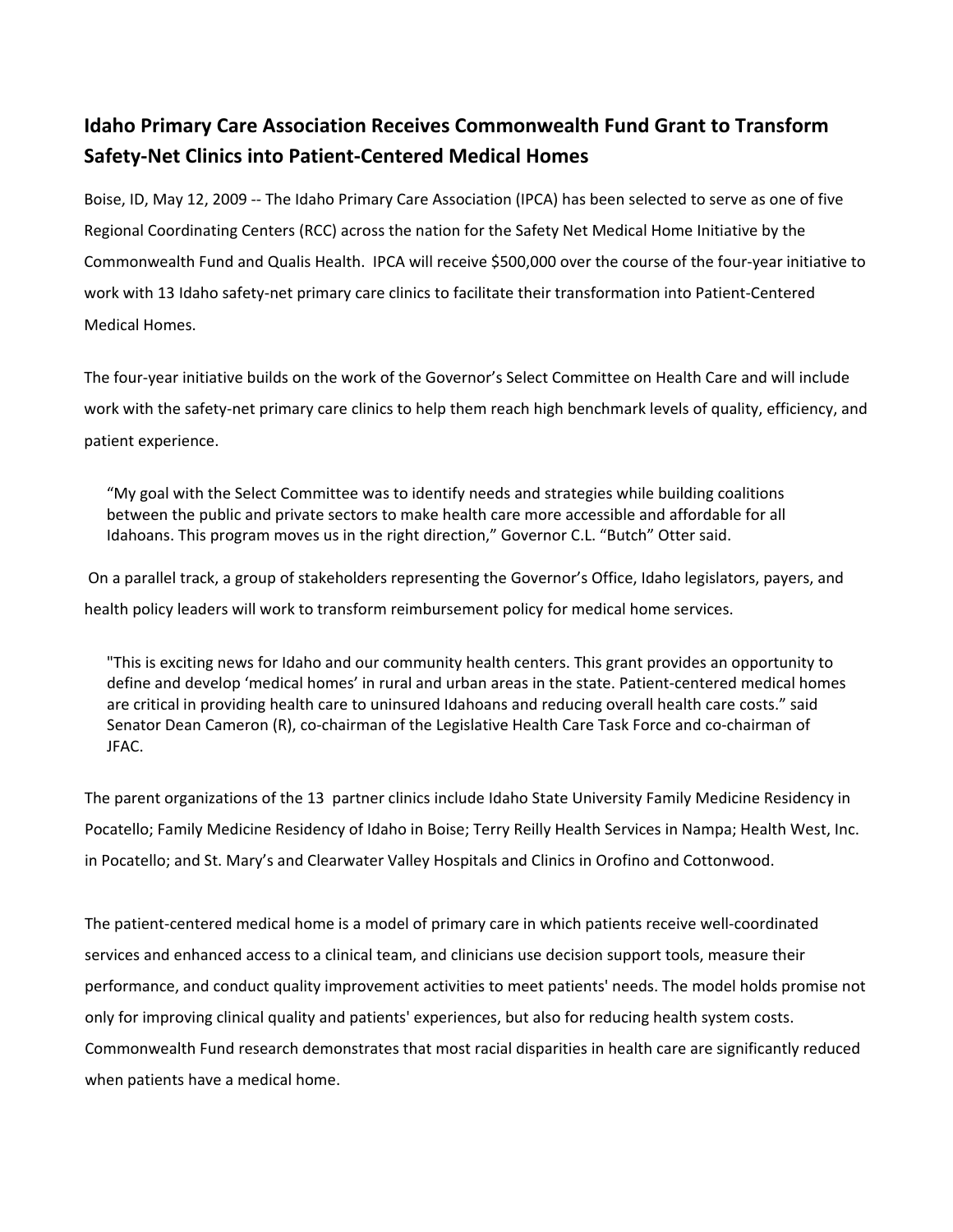# Idaho Primary Care Association Receives Commonwealth Fund Grant to Transform Safety-Net Clinics into Patient-Centered Medical Homes

Boise, ID, May 12, 2009 -- The Idaho Primary Care Association (IPCA) has been selected to serve as one of five Regional Coordinating Centers (RCC) across the nation for the Safety Net Medical Home Initiative by the Commonwealth Fund and Qualis Health. IPCA will receive $500,000 over the course of the four-year initiative to work with 13 Idaho safety-net primary care clinics to facilitate their transformation into Patient-Centered Medical Homes.

The four-year initiative builds on the work of the Governor's Select Committee on Health Care and will include work with the safety-net primary care clinics to help them reach high benchmark levels of quality, efficiency, and patient experience.

> "My goal with the Select Committee was to identify needs and strategies while building coalitions between the public and private sectors to make health care more accessible and affordable for all Idahoans. This program moves us in the right direction," Governor C.L. "Butch" Otter said.

On a parallel track, a group of stakeholders representing the Governor's Office, Idaho legislators, payers, and health policy leaders will work to transform reimbursement policy for medical home services.

> "This is exciting news for Idaho and our community health centers. This grant provides an opportunity to define and develop 'medical homes' in rural and urban areas in the state. Patient-centered medical homes are critical in providing health care to uninsured Idahoans and reducing overall health care costs." said Senator Dean Cameron (R), co-chairman of the Legislative Health Care Task Force and co-chairman of JFAC.

The parent organizations of the 13 partner clinics include Idaho State University Family Medicine Residency in Pocatello; Family Medicine Residency of Idaho in Boise; Terry Reilly Health Services in Nampa; Health West, Inc. in Pocatello; and St. Mary's and Clearwater Valley Hospitals and Clinics in Orofino and Cottonwood.

The patient-centered medical home is a model of primary care in which patients receive well-coordinated services and enhanced access to a clinical team, and clinicians use decision support tools, measure their performance, and conduct quality improvement activities to meet patients' needs. The model holds promise not only for improving clinical quality and patients' experiences, but also for reducing health system costs. Commonwealth Fund research demonstrates that most racial disparities in health care are significantly reduced when patients have a medical home.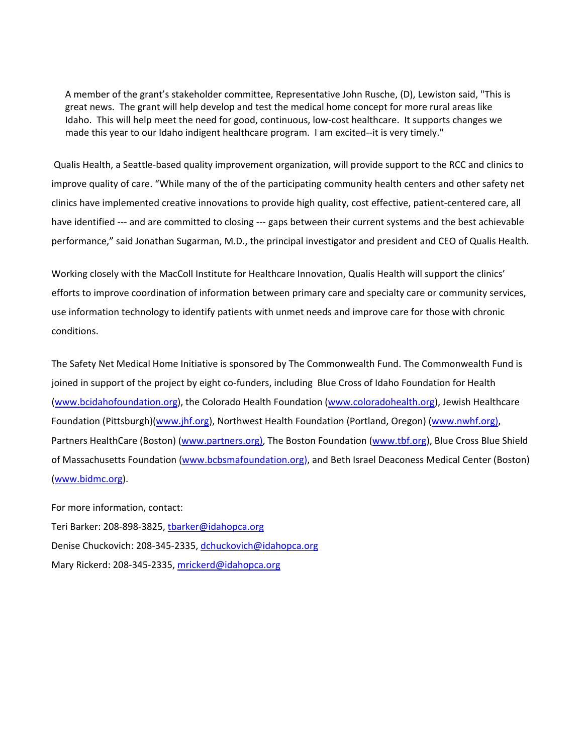A member of the grant's stakeholder committee, Representative John Rusche, (D), Lewiston said, "This is great news. The grant will help develop and test the medical home concept for more rural areas like Idaho. This will help meet the need for good, continuous, low-cost healthcare. It supports changes we made this year to our Idaho indigent healthcare program. I am excited--it is very timely."

Qualis Health, a Seattle-based quality improvement organization, will provide support to the RCC and clinics to improve quality of care. "While many of the of the participating community health centers and other safety net clinics have implemented creative innovations to provide high quality, cost effective, patient-centered care, all have identified --- and are committed to closing --- gaps between their current systems and the best achievable performance," said Jonathan Sugarman, M.D., the principal investigator and president and CEO of Qualis Health.

Working closely with the MacColl Institute for Healthcare Innovation, Qualis Health will support the clinics' efforts to improve coordination of information between primary care and specialty care or community services, use information technology to identify patients with unmet needs and improve care for those with chronic conditions.

The Safety Net Medical Home Initiative is sponsored by The Commonwealth Fund. The Commonwealth Fund is joined in support of the project by eight co-funders, including Blue Cross of Idaho Foundation for Health (www.bcidahofoundation.org), the Colorado Health Foundation (www.coloradohealth.org), Jewish Healthcare Foundation (Pittsburgh)(www.jhf.org), Northwest Health Foundation (Portland, Oregon) (www.nwhf.org), Partners HealthCare (Boston) (www.partners.org), The Boston Foundation (www.tbf.org), Blue Cross Blue Shield of Massachusetts Foundation (www.bcbsmafoundation.org), and Beth Israel Deaconess Medical Center (Boston) (www.bidmc.org).

For more information, contact:

Teri Barker: 208-898-3825, tbarker@idahopca.org

Denise Chuckovich: 208-345-2335, dchuckovich@idahopca.org

Mary Rickerd: 208-345-2335, mrickerd@idahopca.org